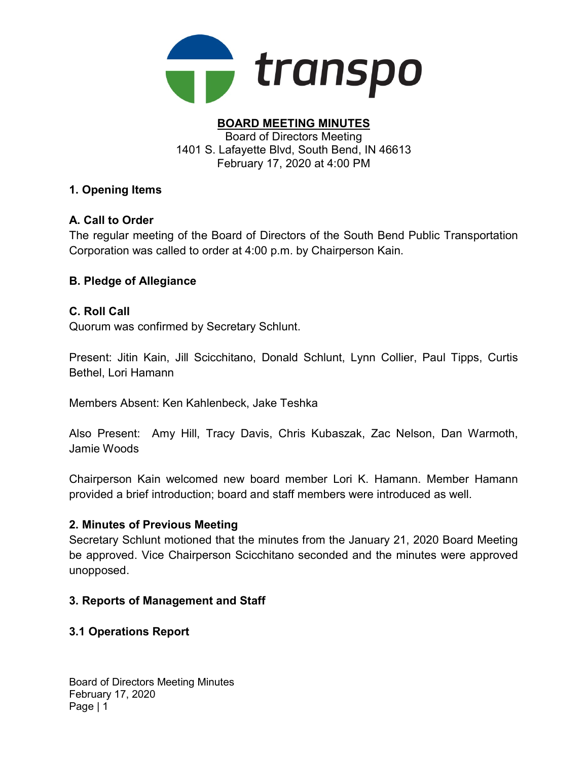transpo

# BOARD MEETING MINUTES

Board of Directors Meeting
1401 S. Lafayette Blvd, South Bend, IN 46613
February 17, 2020 at 4:00 PM

## 1. Opening Items

### A. Call to Order

The regular meeting of the Board of Directors of the South Bend Public Transportation Corporation was called to order at 4:00 p.m. by Chairperson Kain.

### B. Pledge of Allegiance

### C. Roll Call

Quorum was confirmed by Secretary Schlunt.

Present: Jitin Kain, Jill Scicchitano, Donald Schlunt, Lynn Collier, Paul Tipps, Curtis Bethel, Lori Hamann

Members Absent: Ken Kahlenbeck, Jake Teshka

Also Present: Amy Hill, Tracy Davis, Chris Kubaszak, Zac Nelson, Dan Warmoth, Jamie Woods

Chairperson Kain welcomed new board member Lori K. Hamann. Member Hamann provided a brief introduction; board and staff members were introduced as well.

## 2. Minutes of Previous Meeting

Secretary Schlunt motioned that the minutes from the January 21, 2020 Board Meeting be approved. Vice Chairperson Scicchitano seconded and the minutes were approved unopposed.

## 3. Reports of Management and Staff

### 3.1 Operations Report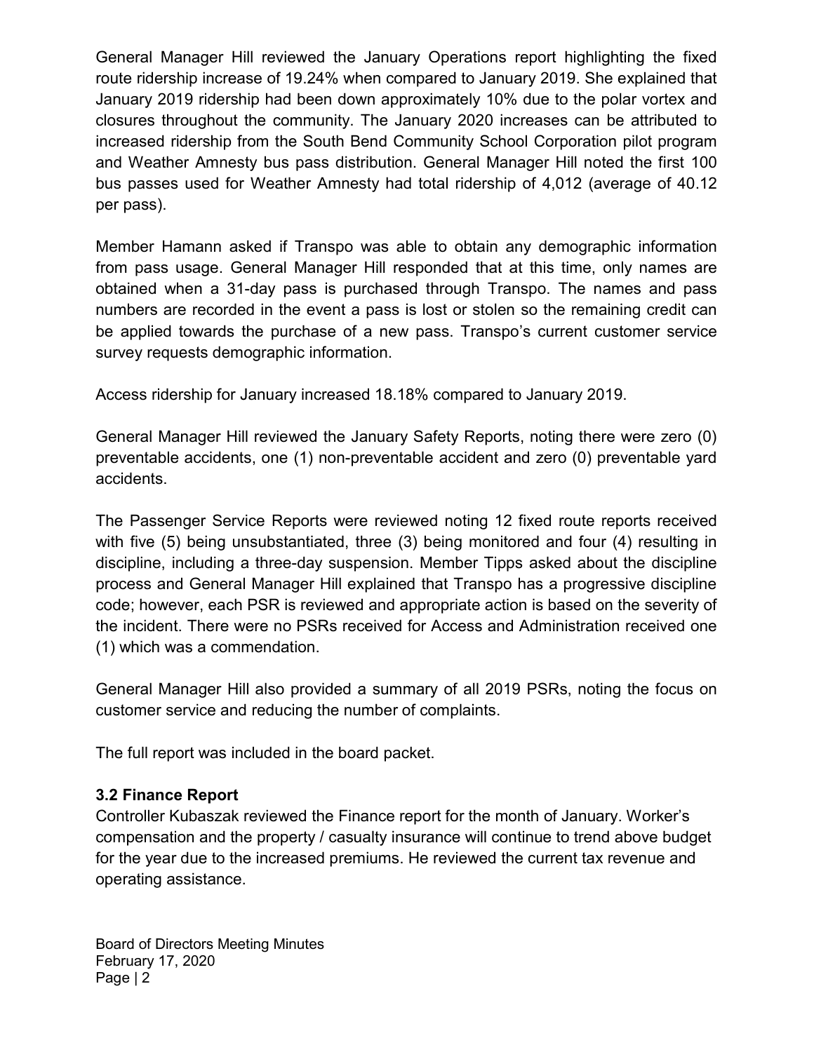General Manager Hill reviewed the January Operations report highlighting the fixed route ridership increase of 19.24% when compared to January 2019. She explained that January 2019 ridership had been down approximately 10% due to the polar vortex and closures throughout the community. The January 2020 increases can be attributed to increased ridership from the South Bend Community School Corporation pilot program and Weather Amnesty bus pass distribution. General Manager Hill noted the first 100 bus passes used for Weather Amnesty had total ridership of 4,012 (average of 40.12 per pass).

Member Hamann asked if Transpo was able to obtain any demographic information from pass usage. General Manager Hill responded that at this time, only names are obtained when a 31-day pass is purchased through Transpo. The names and pass numbers are recorded in the event a pass is lost or stolen so the remaining credit can be applied towards the purchase of a new pass. Transpo's current customer service survey requests demographic information.

Access ridership for January increased 18.18% compared to January 2019.

General Manager Hill reviewed the January Safety Reports, noting there were zero (0) preventable accidents, one (1) non-preventable accident and zero (0) preventable yard accidents.

The Passenger Service Reports were reviewed noting 12 fixed route reports received with five (5) being unsubstantiated, three (3) being monitored and four (4) resulting in discipline, including a three-day suspension. Member Tipps asked about the discipline process and General Manager Hill explained that Transpo has a progressive discipline code; however, each PSR is reviewed and appropriate action is based on the severity of the incident. There were no PSRs received for Access and Administration received one (1) which was a commendation.

General Manager Hill also provided a summary of all 2019 PSRs, noting the focus on customer service and reducing the number of complaints.

The full report was included in the board packet.

### 3.2 Finance Report

Controller Kubaszak reviewed the Finance report for the month of January. Worker's compensation and the property / casualty insurance will continue to trend above budget for the year due to the increased premiums. He reviewed the current tax revenue and operating assistance.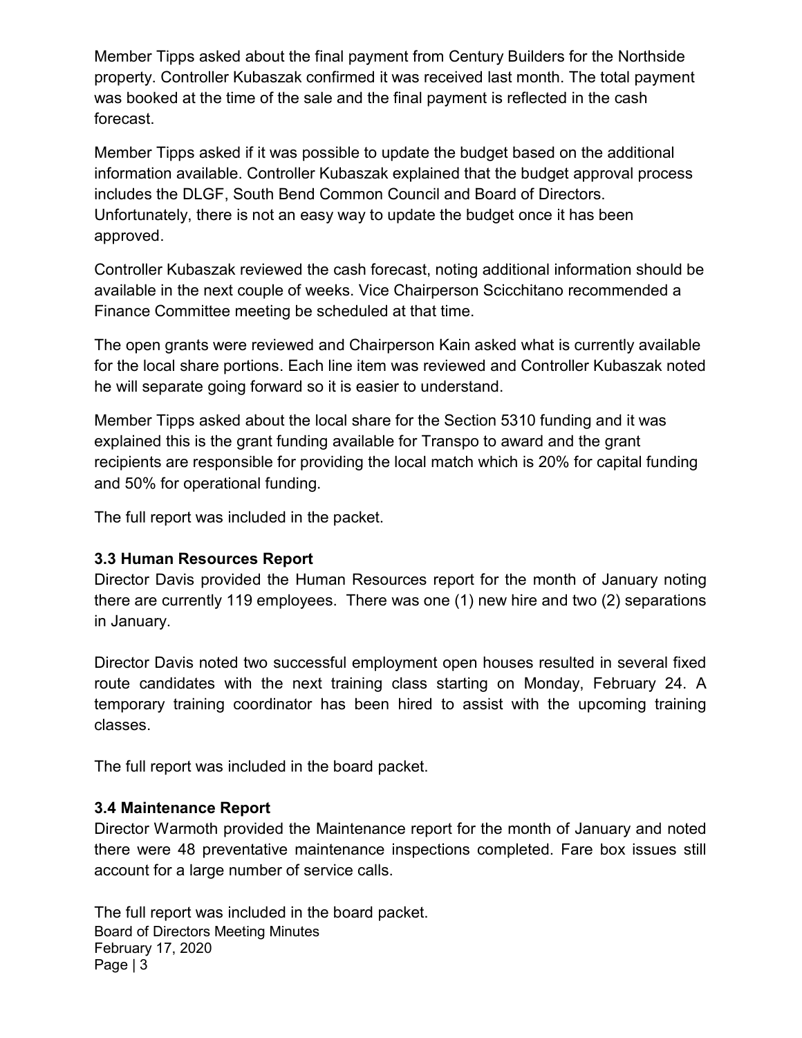Member Tipps asked about the final payment from Century Builders for the Northside property. Controller Kubaszak confirmed it was received last month. The total payment was booked at the time of the sale and the final payment is reflected in the cash forecast.

Member Tipps asked if it was possible to update the budget based on the additional information available. Controller Kubaszak explained that the budget approval process includes the DLGF, South Bend Common Council and Board of Directors. Unfortunately, there is not an easy way to update the budget once it has been approved.

Controller Kubaszak reviewed the cash forecast, noting additional information should be available in the next couple of weeks. Vice Chairperson Scicchitano recommended a Finance Committee meeting be scheduled at that time.

The open grants were reviewed and Chairperson Kain asked what is currently available for the local share portions. Each line item was reviewed and Controller Kubaszak noted he will separate going forward so it is easier to understand.

Member Tipps asked about the local share for the Section 5310 funding and it was explained this is the grant funding available for Transpo to award and the grant recipients are responsible for providing the local match which is 20% for capital funding and 50% for operational funding.

The full report was included in the packet.

### 3.3 Human Resources Report

Director Davis provided the Human Resources report for the month of January noting there are currently 119 employees. There was one (1) new hire and two (2) separations in January.

Director Davis noted two successful employment open houses resulted in several fixed route candidates with the next training class starting on Monday, February 24. A temporary training coordinator has been hired to assist with the upcoming training classes.

The full report was included in the board packet.

### 3.4 Maintenance Report

Director Warmoth provided the Maintenance report for the month of January and noted there were 48 preventative maintenance inspections completed. Fare box issues still account for a large number of service calls.

The full report was included in the board packet.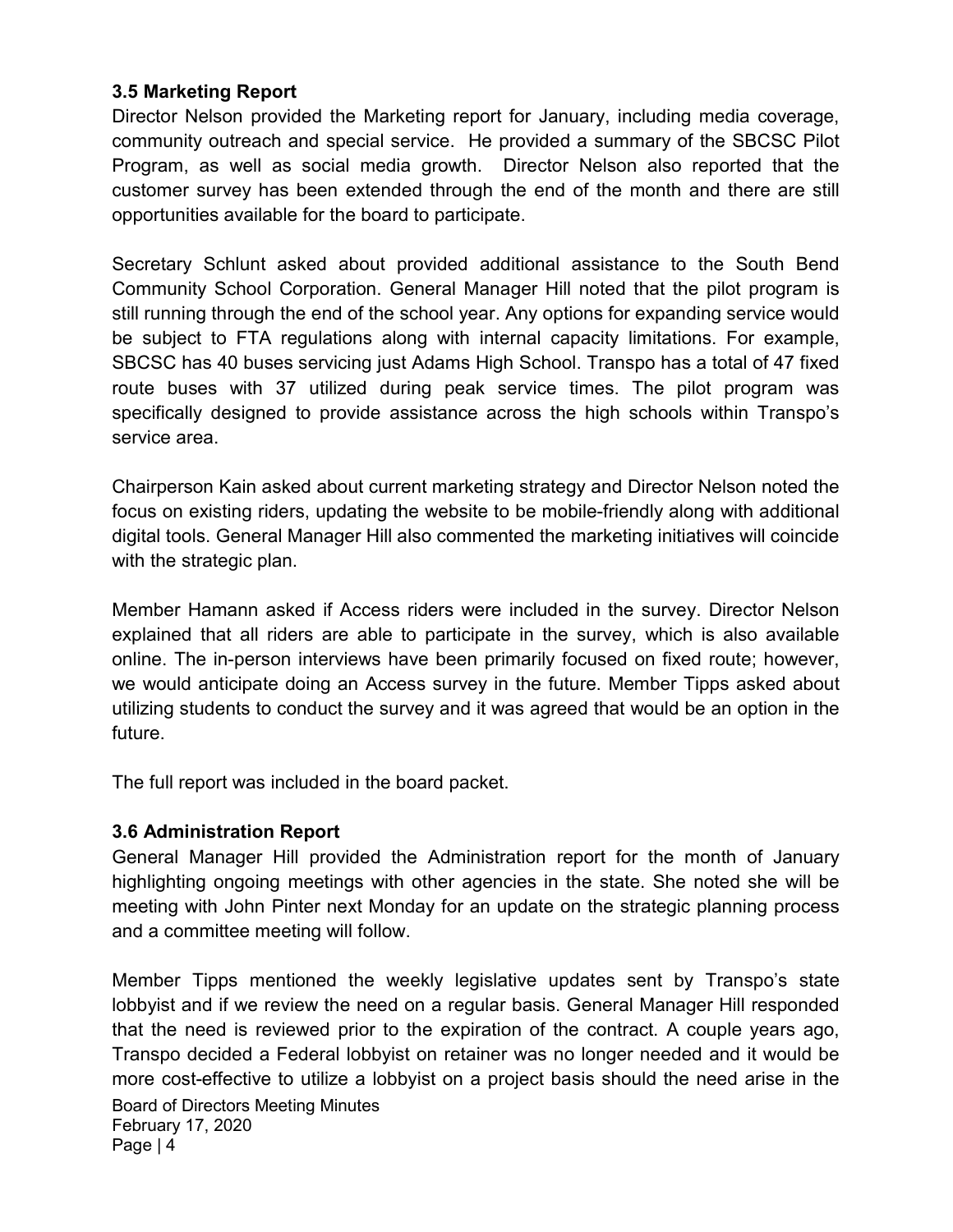### 3.5 Marketing Report

Director Nelson provided the Marketing report for January, including media coverage, community outreach and special service. He provided a summary of the SBCSC Pilot Program, as well as social media growth. Director Nelson also reported that the customer survey has been extended through the end of the month and there are still opportunities available for the board to participate.

Secretary Schlunt asked about provided additional assistance to the South Bend Community School Corporation. General Manager Hill noted that the pilot program is still running through the end of the school year. Any options for expanding service would be subject to FTA regulations along with internal capacity limitations. For example, SBCSC has 40 buses servicing just Adams High School. Transpo has a total of 47 fixed route buses with 37 utilized during peak service times. The pilot program was specifically designed to provide assistance across the high schools within Transpo's service area.

Chairperson Kain asked about current marketing strategy and Director Nelson noted the focus on existing riders, updating the website to be mobile-friendly along with additional digital tools. General Manager Hill also commented the marketing initiatives will coincide with the strategic plan.

Member Hamann asked if Access riders were included in the survey. Director Nelson explained that all riders are able to participate in the survey, which is also available online. The in-person interviews have been primarily focused on fixed route; however, we would anticipate doing an Access survey in the future. Member Tipps asked about utilizing students to conduct the survey and it was agreed that would be an option in the future.

The full report was included in the board packet.

### 3.6 Administration Report

General Manager Hill provided the Administration report for the month of January highlighting ongoing meetings with other agencies in the state. She noted she will be meeting with John Pinter next Monday for an update on the strategic planning process and a committee meeting will follow.

Member Tipps mentioned the weekly legislative updates sent by Transpo's state lobbyist and if we review the need on a regular basis. General Manager Hill responded that the need is reviewed prior to the expiration of the contract. A couple years ago, Transpo decided a Federal lobbyist on retainer was no longer needed and it would be more cost-effective to utilize a lobbyist on a project basis should the need arise in the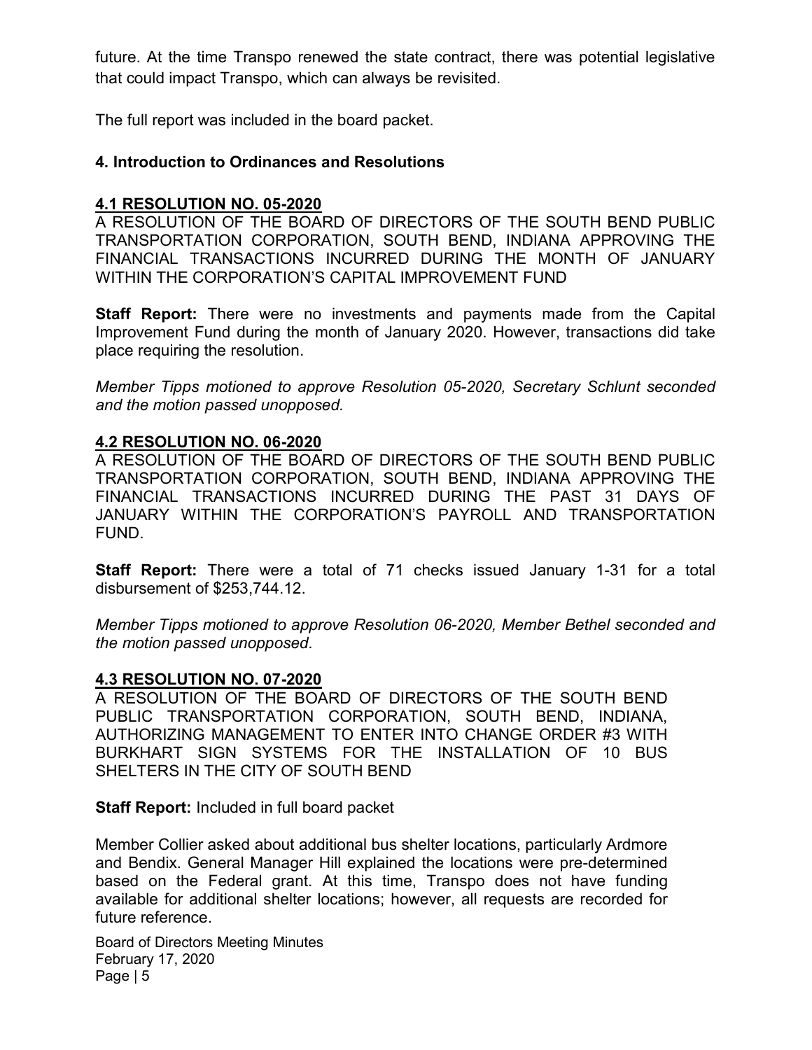future. At the time Transpo renewed the state contract, there was potential legislative that could impact Transpo, which can always be revisited.

The full report was included in the board packet.

## 4. Introduction to Ordinances and Resolutions

### 4.1 RESOLUTION NO. 05-2020

A RESOLUTION OF THE BOARD OF DIRECTORS OF THE SOUTH BEND PUBLIC TRANSPORTATION CORPORATION, SOUTH BEND, INDIANA APPROVING THE FINANCIAL TRANSACTIONS INCURRED DURING THE MONTH OF JANUARY WITHIN THE CORPORATION'S CAPITAL IMPROVEMENT FUND

**Staff Report:** There were no investments and payments made from the Capital Improvement Fund during the month of January 2020. However, transactions did take place requiring the resolution.

*Member Tipps motioned to approve Resolution 05-2020, Secretary Schlunt seconded and the motion passed unopposed.*

### 4.2 RESOLUTION NO. 06-2020

A RESOLUTION OF THE BOARD OF DIRECTORS OF THE SOUTH BEND PUBLIC TRANSPORTATION CORPORATION, SOUTH BEND, INDIANA APPROVING THE FINANCIAL TRANSACTIONS INCURRED DURING THE PAST 31 DAYS OF JANUARY WITHIN THE CORPORATION'S PAYROLL AND TRANSPORTATION FUND.

**Staff Report:** There were a total of 71 checks issued January 1-31 for a total disbursement of $253,744.12.

*Member Tipps motioned to approve Resolution 06-2020, Member Bethel seconded and the motion passed unopposed.*

### 4.3 RESOLUTION NO. 07-2020

A RESOLUTION OF THE BOARD OF DIRECTORS OF THE SOUTH BEND PUBLIC TRANSPORTATION CORPORATION, SOUTH BEND, INDIANA, AUTHORIZING MANAGEMENT TO ENTER INTO CHANGE ORDER #3 WITH BURKHART SIGN SYSTEMS FOR THE INSTALLATION OF 10 BUS SHELTERS IN THE CITY OF SOUTH BEND

**Staff Report:** Included in full board packet

Member Collier asked about additional bus shelter locations, particularly Ardmore and Bendix. General Manager Hill explained the locations were pre-determined based on the Federal grant. At this time, Transpo does not have funding available for additional shelter locations; however, all requests are recorded for future reference.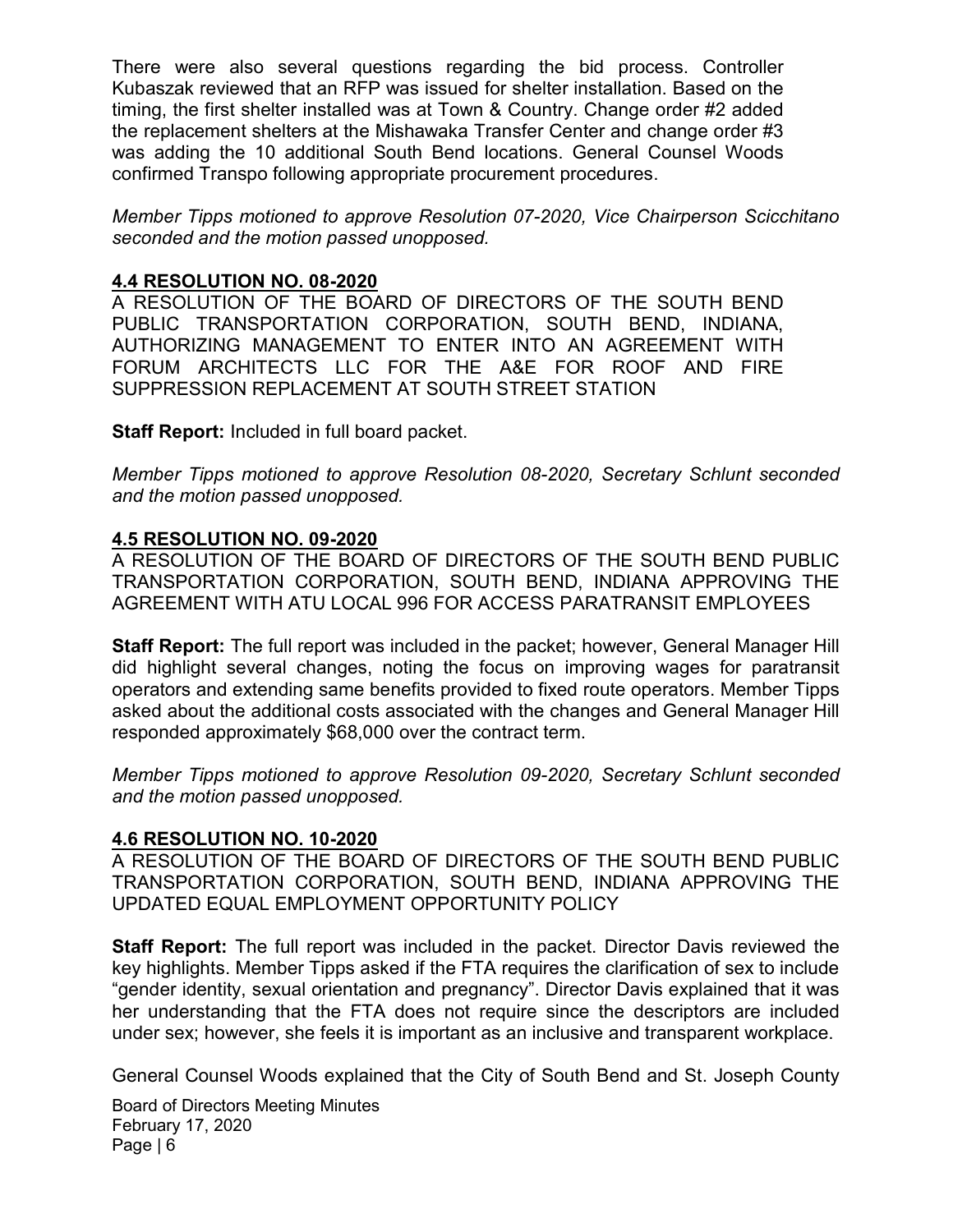There were also several questions regarding the bid process. Controller Kubaszak reviewed that an RFP was issued for shelter installation. Based on the timing, the first shelter installed was at Town & Country. Change order #2 added the replacement shelters at the Mishawaka Transfer Center and change order #3 was adding the 10 additional South Bend locations. General Counsel Woods confirmed Transpo following appropriate procurement procedures.

*Member Tipps motioned to approve Resolution 07-2020, Vice Chairperson Scicchitano seconded and the motion passed unopposed.*

**4.4 RESOLUTION NO. 08-2020**

A RESOLUTION OF THE BOARD OF DIRECTORS OF THE SOUTH BEND PUBLIC TRANSPORTATION CORPORATION, SOUTH BEND, INDIANA, AUTHORIZING MANAGEMENT TO ENTER INTO AN AGREEMENT WITH FORUM ARCHITECTS LLC FOR THE A&E FOR ROOF AND FIRE SUPPRESSION REPLACEMENT AT SOUTH STREET STATION

**Staff Report:** Included in full board packet.

*Member Tipps motioned to approve Resolution 08-2020, Secretary Schlunt seconded and the motion passed unopposed.*

**4.5 RESOLUTION NO. 09-2020**

A RESOLUTION OF THE BOARD OF DIRECTORS OF THE SOUTH BEND PUBLIC TRANSPORTATION CORPORATION, SOUTH BEND, INDIANA APPROVING THE AGREEMENT WITH ATU LOCAL 996 FOR ACCESS PARATRANSIT EMPLOYEES

**Staff Report:** The full report was included in the packet; however, General Manager Hill did highlight several changes, noting the focus on improving wages for paratransit operators and extending same benefits provided to fixed route operators. Member Tipps asked about the additional costs associated with the changes and General Manager Hill responded approximately $68,000 over the contract term.

*Member Tipps motioned to approve Resolution 09-2020, Secretary Schlunt seconded and the motion passed unopposed.*

**4.6 RESOLUTION NO. 10-2020**

A RESOLUTION OF THE BOARD OF DIRECTORS OF THE SOUTH BEND PUBLIC TRANSPORTATION CORPORATION, SOUTH BEND, INDIANA APPROVING THE UPDATED EQUAL EMPLOYMENT OPPORTUNITY POLICY

**Staff Report:** The full report was included in the packet. Director Davis reviewed the key highlights. Member Tipps asked if the FTA requires the clarification of sex to include "gender identity, sexual orientation and pregnancy". Director Davis explained that it was her understanding that the FTA does not require since the descriptors are included under sex; however, she feels it is important as an inclusive and transparent workplace.

General Counsel Woods explained that the City of South Bend and St. Joseph County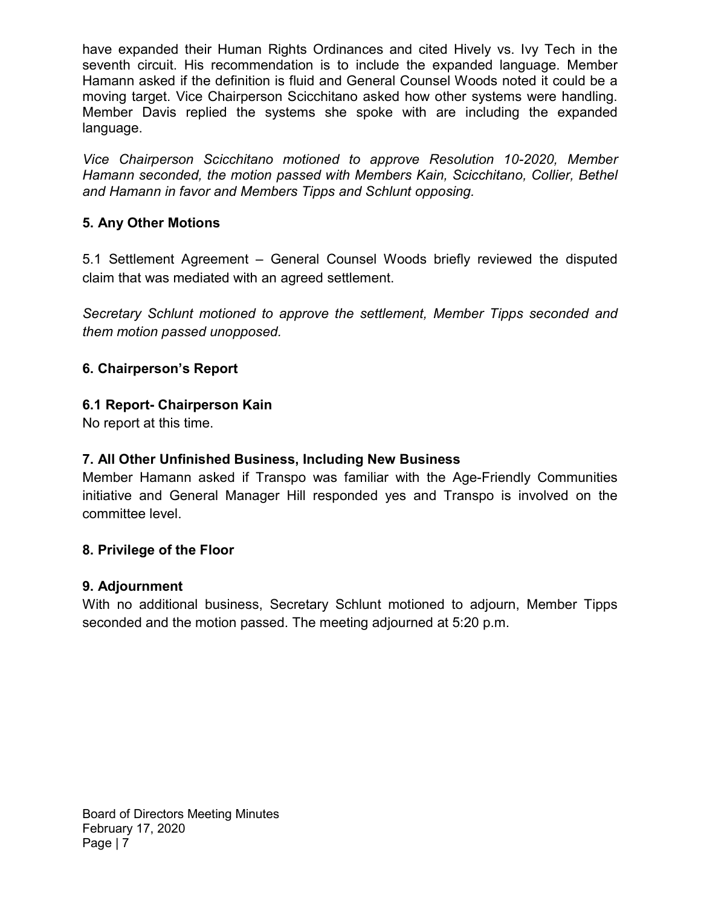have expanded their Human Rights Ordinances and cited Hively vs. Ivy Tech in the seventh circuit. His recommendation is to include the expanded language. Member Hamann asked if the definition is fluid and General Counsel Woods noted it could be a moving target. Vice Chairperson Scicchitano asked how other systems were handling. Member Davis replied the systems she spoke with are including the expanded language.

*Vice Chairperson Scicchitano motioned to approve Resolution 10-2020, Member Hamann seconded, the motion passed with Members Kain, Scicchitano, Collier, Bethel and Hamann in favor and Members Tipps and Schlunt opposing.*

### 5. Any Other Motions

5.1 Settlement Agreement – General Counsel Woods briefly reviewed the disputed claim that was mediated with an agreed settlement.

*Secretary Schlunt motioned to approve the settlement, Member Tipps seconded and them motion passed unopposed.*

### 6. Chairperson's Report

#### 6.1 Report- Chairperson Kain

No report at this time.

### 7. All Other Unfinished Business, Including New Business

Member Hamann asked if Transpo was familiar with the Age-Friendly Communities initiative and General Manager Hill responded yes and Transpo is involved on the committee level.

### 8. Privilege of the Floor

### 9. Adjournment

With no additional business, Secretary Schlunt motioned to adjourn, Member Tipps seconded and the motion passed. The meeting adjourned at 5:20 p.m.